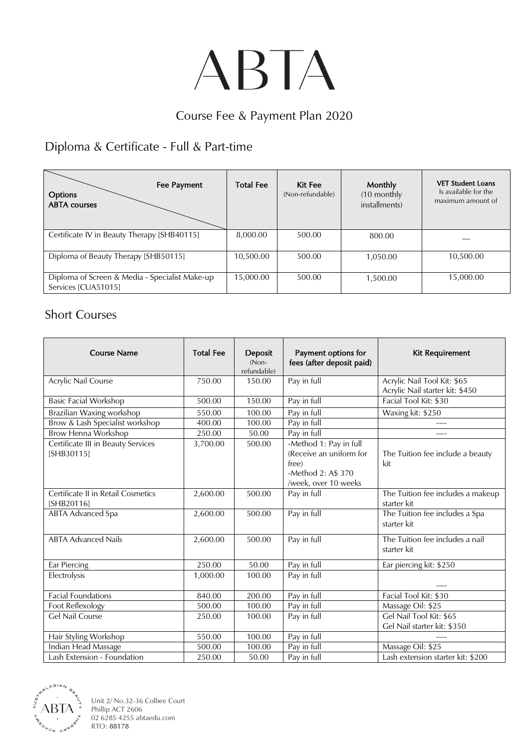# ABTA

## Course Fee & Payment Plan 2020

### Diploma & Certificate - Full & Part-time

| Fee Payment Options / ABTA courses | Total Fee | Kit Fee (Non-refundable) | Monthly (10 monthly installments) | VET Student Loans Is available for the maximum amount of |
|---|---|---|---|---|
| Certificate IV in Beauty Therapy [SHB40115] | 8,000.00 | 500.00 | 800.00 | — |
| Diploma of Beauty Therapy [SHB50115] | 10,500.00 | 500.00 | 1,050.00 | 10,500.00 |
| Diploma of Screen & Media - Specialist Make-up Services [CUA51015] | 15,000.00 | 500.00 | 1,500.00 | 15,000.00 |

### Short Courses

| Course Name | Total Fee | Deposit (Non-refundable) | Payment options for fees (after deposit paid) | Kit Requirement |
|---|---|---|---|---|
| Acrylic Nail Course | 750.00 | 150.00 | Pay in full | Acrylic Nail Tool Kit: $65<br>Acrylic Nail starter kit: $450 |
| Basic Facial Workshop | 500.00 | 150.00 | Pay in full | Facial Tool Kit: $30 |
| Brazilian Waxing workshop | 550.00 | 100.00 | Pay in full | Waxing kit: $250 |
| Brow & Lash Specialist workshop | 400.00 | 100.00 | Pay in full | ---- |
| Brow Henna Workshop | 250.00 | 50.00 | Pay in full | ---- |
| Certificate III in Beauty Services [SHB30115] | 3,700.00 | 500.00 | -Method 1: Pay in full (Receive an uniform for free)<br>-Method 2: A$ 370 /week, over 10 weeks | The Tuition fee include a beauty kit |
| Certificate II in Retail Cosmetics [SHB20116] | 2,600.00 | 500.00 | Pay in full | The Tuition fee includes a makeup starter kit |
| ABTA Advanced Spa | 2,600.00 | 500.00 | Pay in full | The Tuition fee includes a Spa starter kit |
| ABTA Advanced Nails | 2,600.00 | 500.00 | Pay in full | The Tuition fee includes a nail starter kit |
| Ear Piercing | 250.00 | 50.00 | Pay in full | Ear piercing kit: $250 |
| Electrolysis | 1,000.00 | 100.00 | Pay in full | ---- |
| Facial Foundations | 840.00 | 200.00 | Pay in full | Facial Tool Kit: $30 |
| Foot Reflexology | 500.00 | 100.00 | Pay in full | Massage Oil: $25 |
| Gel Nail Course | 250.00 | 100.00 | Pay in full | Gel Nail Tool Kit: $65<br>Gel Nail starter kit: $350 |
| Hair Styling Workshop | 550.00 | 100.00 | Pay in full | ---- |
| Indian Head Massage | 500.00 | 100.00 | Pay in full | Massage Oil: $25 |
| Lash Extension - Foundation | 250.00 | 50.00 | Pay in full | Lash extension starter kit: $200 |

Unit 2/ No.32-36 Colbee Court
Phillip ACT 2606
02 6285 4255 abtaedu.com
RTO: 88178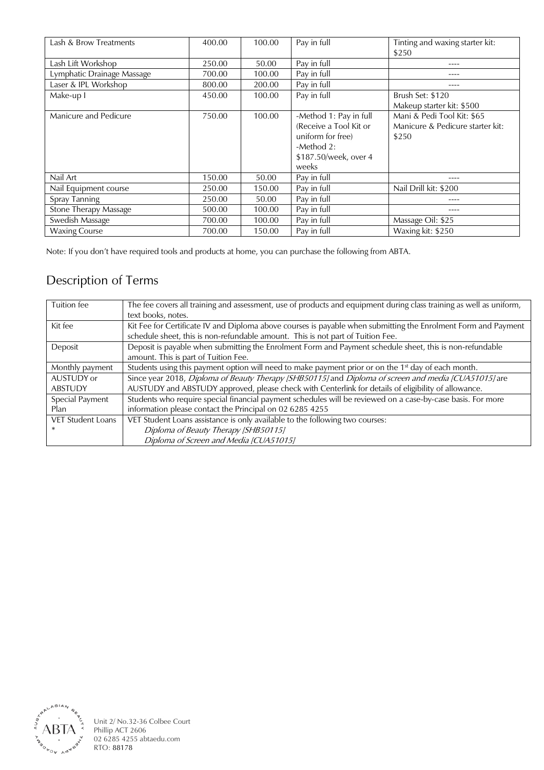| | | | | |
|---|---|---|---|---|
| Lash & Brow Treatments | 400.00 | 100.00 | Pay in full | Tinting and waxing starter kit: $250 |
| Lash Lift Workshop | 250.00 | 50.00 | Pay in full | ---- |
| Lymphatic Drainage Massage | 700.00 | 100.00 | Pay in full | ---- |
| Laser & IPL Workshop | 800.00 | 200.00 | Pay in full | ---- |
| Make-up I | 450.00 | 100.00 | Pay in full | Brush Set: $120<br>Makeup starter kit: $500 |
| Manicure and Pedicure | 750.00 | 100.00 | -Method 1: Pay in full (Receive a Tool Kit or uniform for free)<br>-Method 2: $187.50/week, over 4 weeks | Mani & Pedi Tool Kit: $65<br>Manicure & Pedicure starter kit: $250 |
| Nail Art | 150.00 | 50.00 | Pay in full | ---- |
| Nail Equipment course | 250.00 | 150.00 | Pay in full | Nail Drill kit: $200 |
| Spray Tanning | 250.00 | 50.00 | Pay in full | ---- |
| Stone Therapy Massage | 500.00 | 100.00 | Pay in full | ---- |
| Swedish Massage | 700.00 | 100.00 | Pay in full | Massage Oil: $25 |
| Waxing Course | 700.00 | 150.00 | Pay in full | Waxing kit: $250 |

Note: If you don't have required tools and products at home, you can purchase the following from ABTA.

## Description of Terms

| | |
|---|---|
| Tuition fee | The fee covers all training and assessment, use of products and equipment during class training as well as uniform, text books, notes. |
| Kit fee | Kit Fee for Certificate IV and Diploma above courses is payable when submitting the Enrolment Form and Payment schedule sheet, this is non-refundable amount. This is not part of Tuition Fee. |
| Deposit | Deposit is payable when submitting the Enrolment Form and Payment schedule sheet, this is non-refundable amount. This is part of Tuition Fee. |
| Monthly payment | Students using this payment option will need to make payment prior or on the 1st day of each month. |
| AUSTUDY or ABSTUDY | Since year 2018, *Diploma of Beauty Therapy [SHB50115]* and *Diploma of screen and media [CUA51015]* are AUSTUDY and ABSTUDY approved, please check with Centerlink for details of eligibility of allowance. |
| Special Payment Plan | Students who require special financial payment schedules will be reviewed on a case-by-case basis. For more information please contact the Principal on 02 6285 4255 |
| VET Student Loans * | VET Student Loans assistance is only available to the following two courses:<br>*Diploma of Beauty Therapy [SHB50115]*<br>*Diploma of Screen and Media [CUA51015]* |

Unit 2/ No.32-36 Colbee Court
Phillip ACT 2606
02 6285 4255 abtaedu.com
RTO: 88178